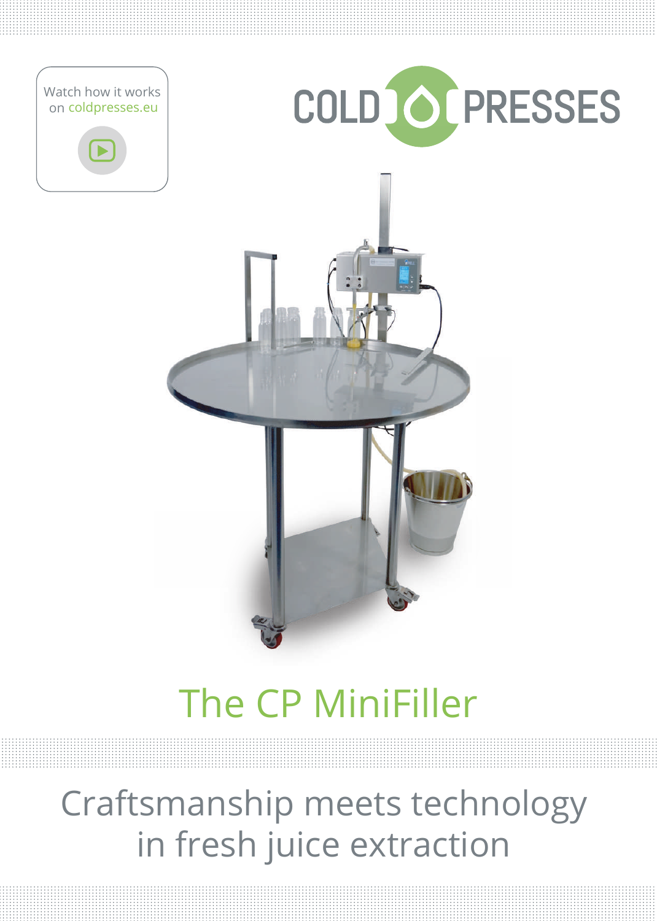Watch how it works on coldpresses.eu

COLD PRESSES

# The CP MiniFiller

## Craftsmanship meets technology in fresh juice extraction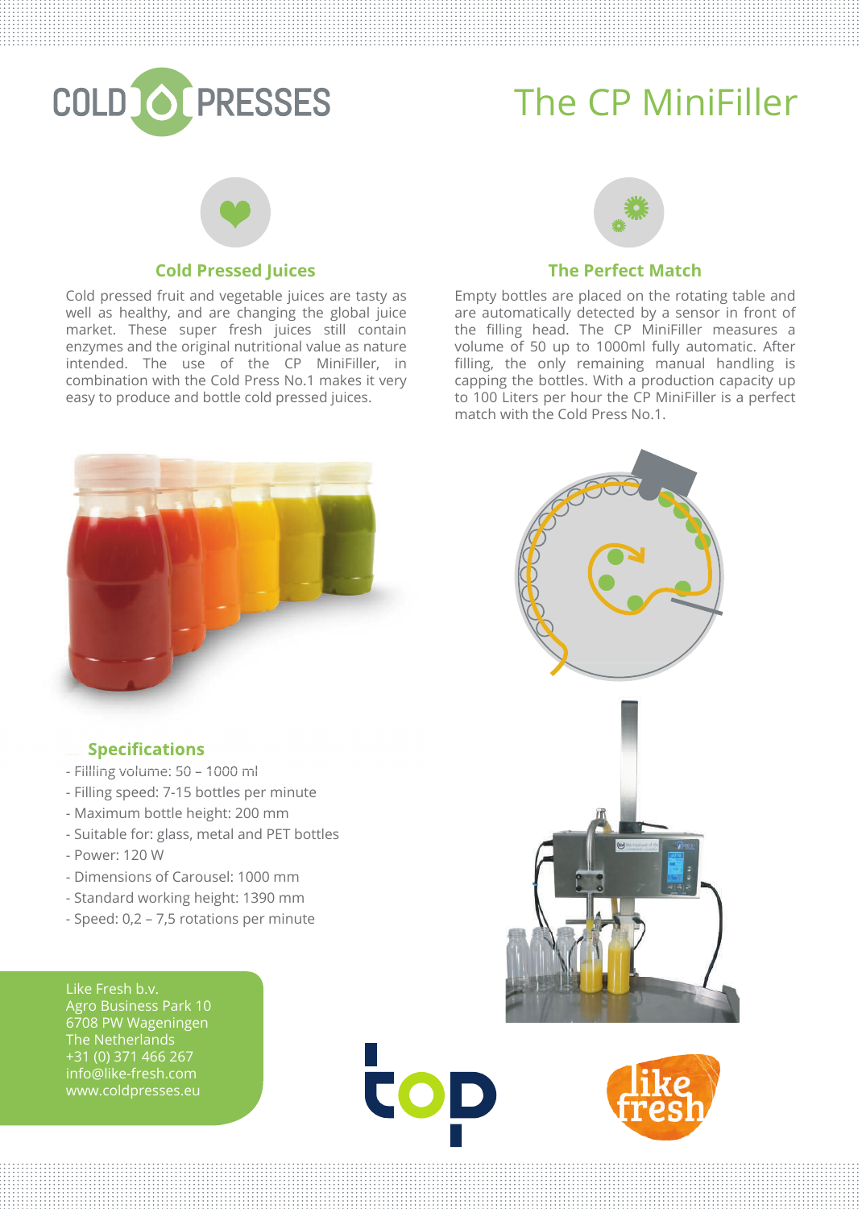COLD PRESSES

# The CP MiniFiller

## Cold Pressed Juices

Cold pressed fruit and vegetable juices are tasty as well as healthy, and are changing the global juice market. These super fresh juices still contain enzymes and the original nutritional value as nature intended. The use of the CP MiniFiller, in combination with the Cold Press No.1 makes it very easy to produce and bottle cold pressed juices.

## The Perfect Match

Empty bottles are placed on the rotating table and are automatically detected by a sensor in front of the filling head. The CP MiniFiller measures a volume of 50 up to 1000ml fully automatic. After filling, the only remaining manual handling is capping the bottles. With a production capacity up to 100 Liters per hour the CP MiniFiller is a perfect match with the Cold Press No.1.

## Specifications

- Fillling volume: 50 – 1000 ml
- Filling speed: 7-15 bottles per minute
- Maximum bottle height: 200 mm
- Suitable for: glass, metal and PET bottles
- Power: 120 W
- Dimensions of Carousel: 1000 mm
- Standard working height: 1390 mm
- Speed: 0,2 – 7,5 rotations per minute

Like Fresh b.v.
Agro Business Park 10
6708 PW Wageningen
The Netherlands
+31 (0) 371 466 267
info@like-fresh.com
www.coldpresses.eu